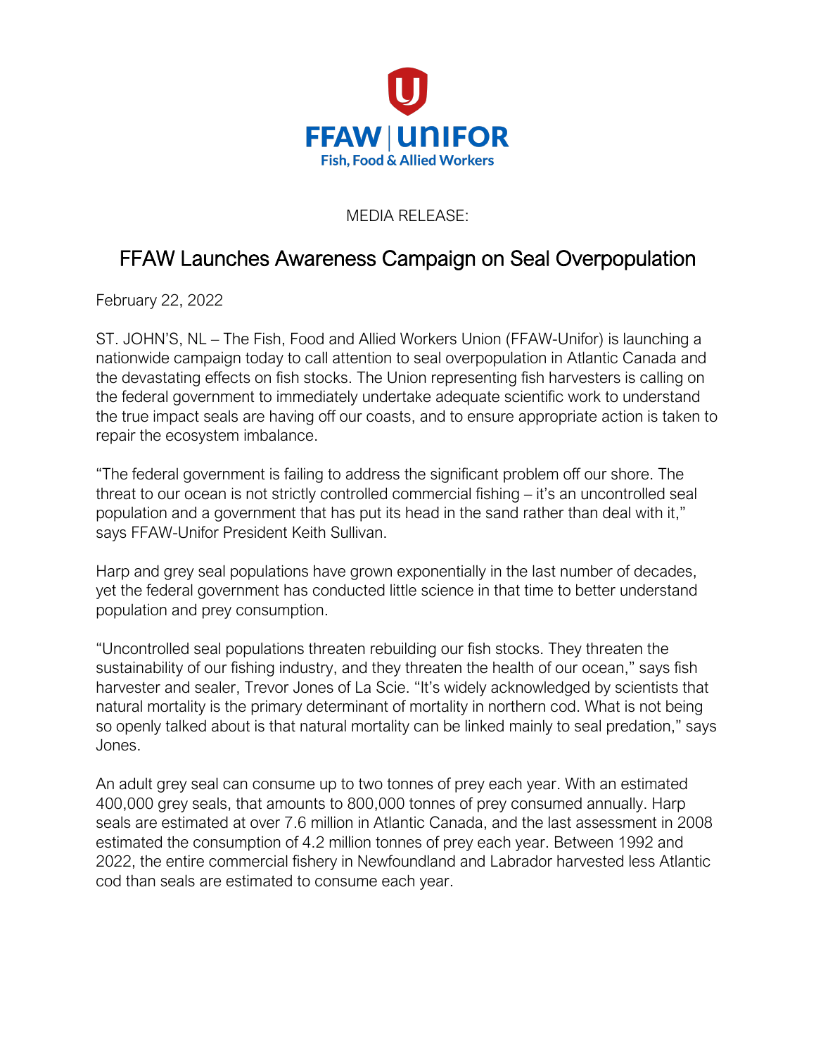FFAW | UNIFOR
Fish, Food & Allied Workers

MEDIA RELEASE:

# FFAW Launches Awareness Campaign on Seal Overpopulation

February 22, 2022

ST. JOHN'S, NL – The Fish, Food and Allied Workers Union (FFAW-Unifor) is launching a nationwide campaign today to call attention to seal overpopulation in Atlantic Canada and the devastating effects on fish stocks. The Union representing fish harvesters is calling on the federal government to immediately undertake adequate scientific work to understand the true impact seals are having off our coasts, and to ensure appropriate action is taken to repair the ecosystem imbalance.

"The federal government is failing to address the significant problem off our shore. The threat to our ocean is not strictly controlled commercial fishing – it's an uncontrolled seal population and a government that has put its head in the sand rather than deal with it," says FFAW-Unifor President Keith Sullivan.

Harp and grey seal populations have grown exponentially in the last number of decades, yet the federal government has conducted little science in that time to better understand population and prey consumption.

"Uncontrolled seal populations threaten rebuilding our fish stocks. They threaten the sustainability of our fishing industry, and they threaten the health of our ocean," says fish harvester and sealer, Trevor Jones of La Scie. "It's widely acknowledged by scientists that natural mortality is the primary determinant of mortality in northern cod. What is not being so openly talked about is that natural mortality can be linked mainly to seal predation," says Jones.

An adult grey seal can consume up to two tonnes of prey each year. With an estimated 400,000 grey seals, that amounts to 800,000 tonnes of prey consumed annually. Harp seals are estimated at over 7.6 million in Atlantic Canada, and the last assessment in 2008 estimated the consumption of 4.2 million tonnes of prey each year. Between 1992 and 2022, the entire commercial fishery in Newfoundland and Labrador harvested less Atlantic cod than seals are estimated to consume each year.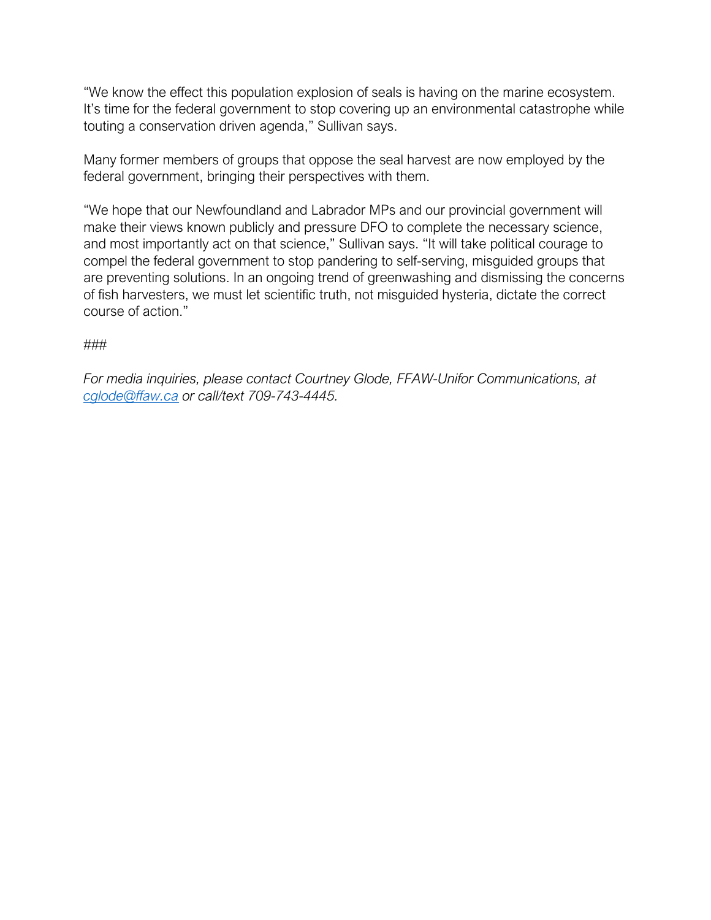"We know the effect this population explosion of seals is having on the marine ecosystem. It's time for the federal government to stop covering up an environmental catastrophe while touting a conservation driven agenda," Sullivan says.

Many former members of groups that oppose the seal harvest are now employed by the federal government, bringing their perspectives with them.

"We hope that our Newfoundland and Labrador MPs and our provincial government will make their views known publicly and pressure DFO to complete the necessary science, and most importantly act on that science," Sullivan says. "It will take political courage to compel the federal government to stop pandering to self-serving, misguided groups that are preventing solutions. In an ongoing trend of greenwashing and dismissing the concerns of fish harvesters, we must let scientific truth, not misguided hysteria, dictate the correct course of action."

###

*For media inquiries, please contact Courtney Glode, FFAW-Unifor Communications, at [cglode@ffaw.ca](mailto:cglode@ffaw.ca) or call/text 709-743-4445.*